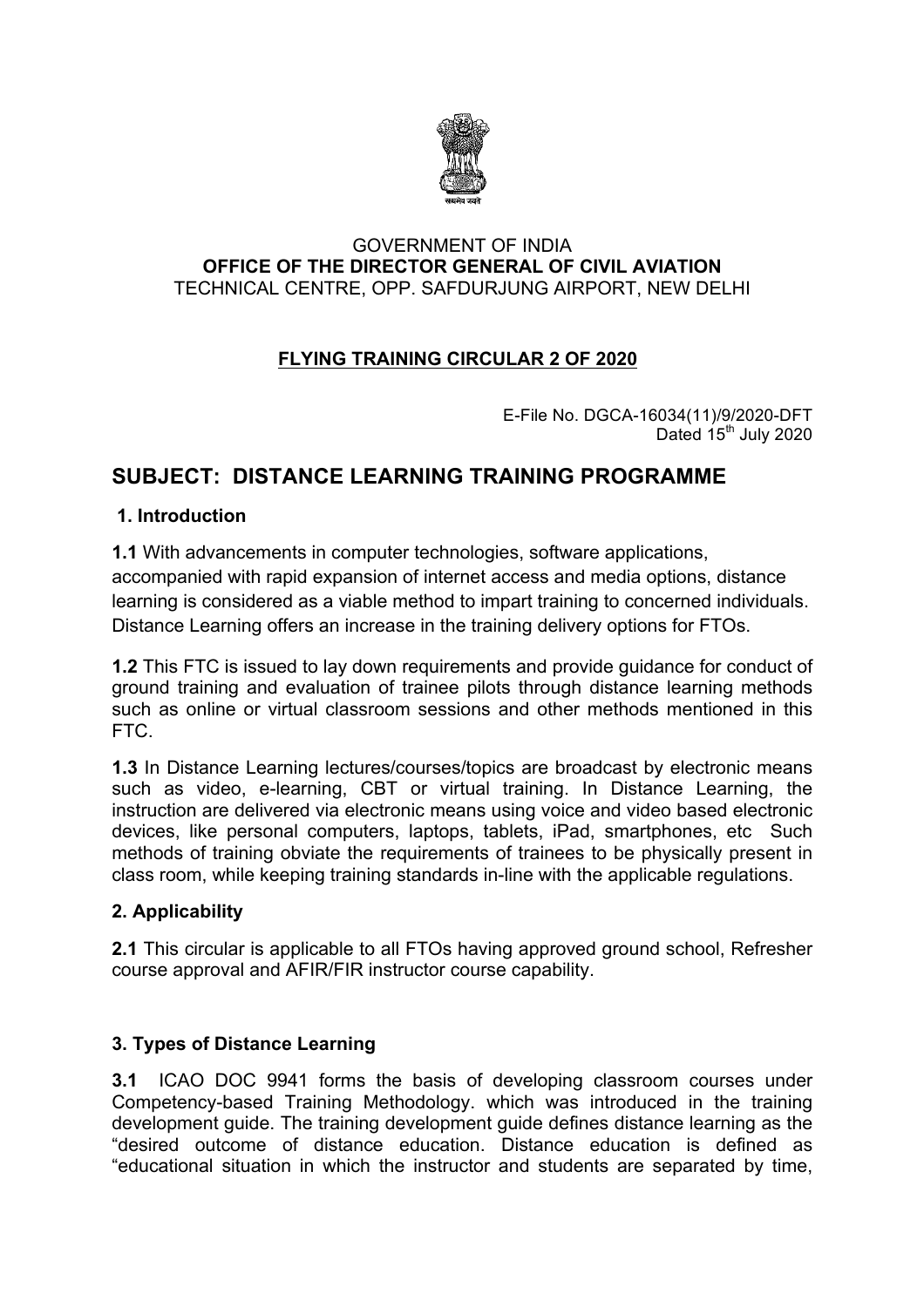GOVERNMENT OF INDIA

**OFFICE OF THE DIRECTOR GENERAL OF CIVIL AVIATION**

TECHNICAL CENTRE, OPP. SAFDURJUNG AIRPORT, NEW DELHI

**FLYING TRAINING CIRCULAR 2 OF 2020**

E-File No. DGCA-16034(11)/9/2020-DFT
Dated 15th July 2020

# SUBJECT: DISTANCE LEARNING TRAINING PROGRAMME

## 1. Introduction

**1.1** With advancements in computer technologies, software applications, accompanied with rapid expansion of internet access and media options, distance learning is considered as a viable method to impart training to concerned individuals. Distance Learning offers an increase in the training delivery options for FTOs.

**1.2** This FTC is issued to lay down requirements and provide guidance for conduct of ground training and evaluation of trainee pilots through distance learning methods such as online or virtual classroom sessions and other methods mentioned in this FTC.

**1.3** In Distance Learning lectures/courses/topics are broadcast by electronic means such as video, e-learning, CBT or virtual training. In Distance Learning, the instruction are delivered via electronic means using voice and video based electronic devices, like personal computers, laptops, tablets, iPad, smartphones, etc Such methods of training obviate the requirements of trainees to be physically present in class room, while keeping training standards in-line with the applicable regulations.

## 2. Applicability

**2.1** This circular is applicable to all FTOs having approved ground school, Refresher course approval and AFIR/FIR instructor course capability.

## 3. Types of Distance Learning

**3.1** ICAO DOC 9941 forms the basis of developing classroom courses under Competency-based Training Methodology. which was introduced in the training development guide. The training development guide defines distance learning as the "desired outcome of distance education. Distance education is defined as "educational situation in which the instructor and students are separated by time,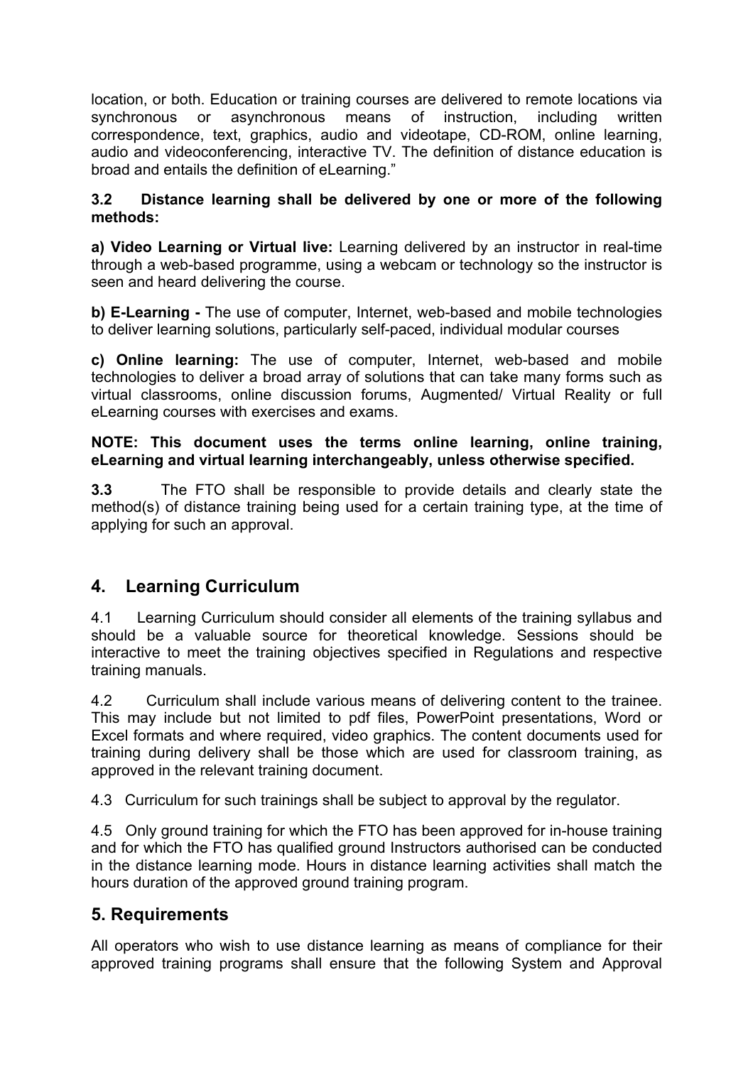location, or both. Education or training courses are delivered to remote locations via synchronous or asynchronous means of instruction, including written correspondence, text, graphics, audio and videotape, CD-ROM, online learning, audio and videoconferencing, interactive TV. The definition of distance education is broad and entails the definition of eLearning."

**3.2 Distance learning shall be delivered by one or more of the following methods:**

**a) Video Learning or Virtual live:** Learning delivered by an instructor in real-time through a web-based programme, using a webcam or technology so the instructor is seen and heard delivering the course.

**b) E-Learning -** The use of computer, Internet, web-based and mobile technologies to deliver learning solutions, particularly self-paced, individual modular courses

**c) Online learning:** The use of computer, Internet, web-based and mobile technologies to deliver a broad array of solutions that can take many forms such as virtual classrooms, online discussion forums, Augmented/ Virtual Reality or full eLearning courses with exercises and exams.

**NOTE: This document uses the terms online learning, online training, eLearning and virtual learning interchangeably, unless otherwise specified.**

**3.3** The FTO shall be responsible to provide details and clearly state the method(s) of distance training being used for a certain training type, at the time of applying for such an approval.

## 4. Learning Curriculum

4.1 Learning Curriculum should consider all elements of the training syllabus and should be a valuable source for theoretical knowledge. Sessions should be interactive to meet the training objectives specified in Regulations and respective training manuals.

4.2 Curriculum shall include various means of delivering content to the trainee. This may include but not limited to pdf files, PowerPoint presentations, Word or Excel formats and where required, video graphics. The content documents used for training during delivery shall be those which are used for classroom training, as approved in the relevant training document.

4.3 Curriculum for such trainings shall be subject to approval by the regulator.

4.5 Only ground training for which the FTO has been approved for in-house training and for which the FTO has qualified ground Instructors authorised can be conducted in the distance learning mode. Hours in distance learning activities shall match the hours duration of the approved ground training program.

## 5. Requirements

All operators who wish to use distance learning as means of compliance for their approved training programs shall ensure that the following System and Approval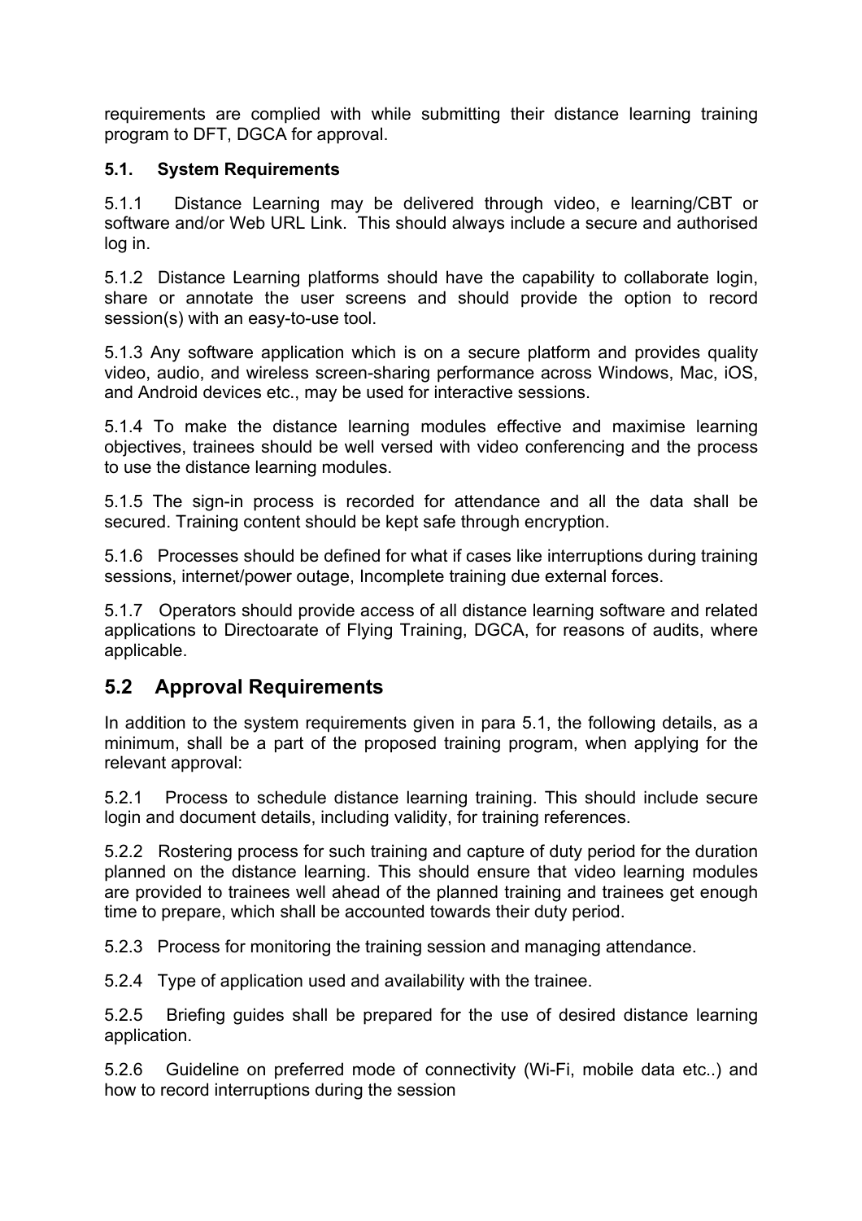requirements are complied with while submitting their distance learning training program to DFT, DGCA for approval.

### 5.1. System Requirements

5.1.1 Distance Learning may be delivered through video, e learning/CBT or software and/or Web URL Link. This should always include a secure and authorised log in.

5.1.2 Distance Learning platforms should have the capability to collaborate login, share or annotate the user screens and should provide the option to record session(s) with an easy-to-use tool.

5.1.3 Any software application which is on a secure platform and provides quality video, audio, and wireless screen-sharing performance across Windows, Mac, iOS, and Android devices etc., may be used for interactive sessions.

5.1.4 To make the distance learning modules effective and maximise learning objectives, trainees should be well versed with video conferencing and the process to use the distance learning modules.

5.1.5 The sign-in process is recorded for attendance and all the data shall be secured. Training content should be kept safe through encryption.

5.1.6 Processes should be defined for what if cases like interruptions during training sessions, internet/power outage, Incomplete training due external forces.

5.1.7 Operators should provide access of all distance learning software and related applications to Directoarate of Flying Training, DGCA, for reasons of audits, where applicable.

## 5.2 Approval Requirements

In addition to the system requirements given in para 5.1, the following details, as a minimum, shall be a part of the proposed training program, when applying for the relevant approval:

5.2.1 Process to schedule distance learning training. This should include secure login and document details, including validity, for training references.

5.2.2 Rostering process for such training and capture of duty period for the duration planned on the distance learning. This should ensure that video learning modules are provided to trainees well ahead of the planned training and trainees get enough time to prepare, which shall be accounted towards their duty period.

5.2.3 Process for monitoring the training session and managing attendance.

5.2.4 Type of application used and availability with the trainee.

5.2.5 Briefing guides shall be prepared for the use of desired distance learning application.

5.2.6 Guideline on preferred mode of connectivity (Wi-Fi, mobile data etc..) and how to record interruptions during the session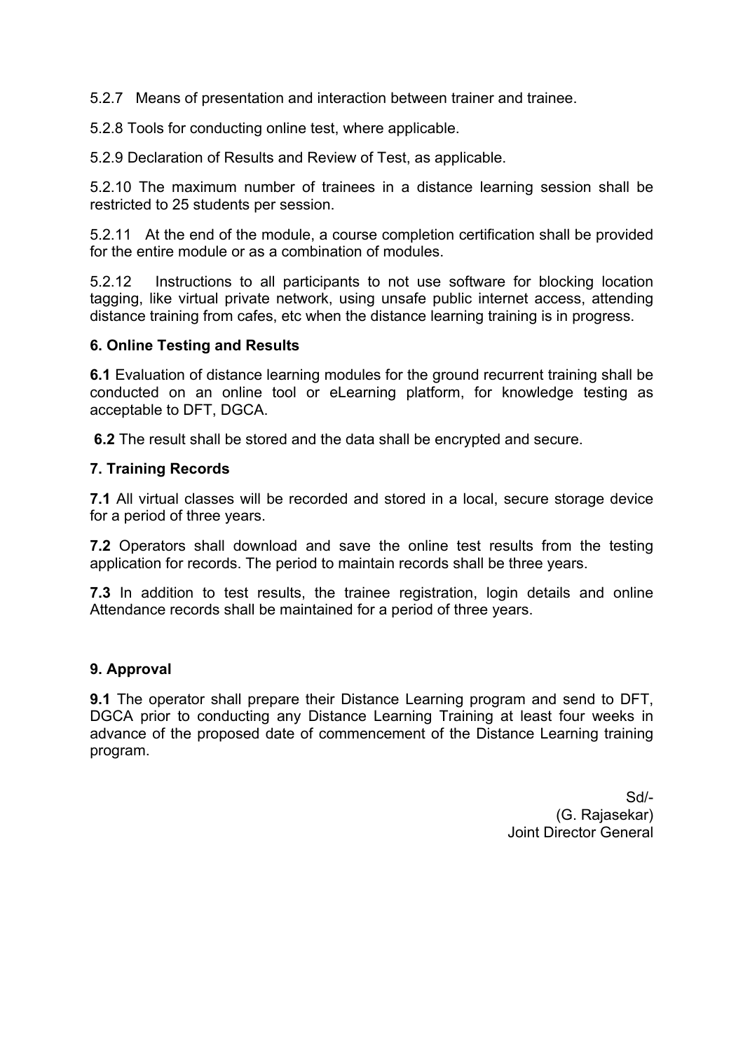5.2.7 Means of presentation and interaction between trainer and trainee.

5.2.8 Tools for conducting online test, where applicable.

5.2.9 Declaration of Results and Review of Test, as applicable.

5.2.10 The maximum number of trainees in a distance learning session shall be restricted to 25 students per session.

5.2.11 At the end of the module, a course completion certification shall be provided for the entire module or as a combination of modules.

5.2.12 Instructions to all participants to not use software for blocking location tagging, like virtual private network, using unsafe public internet access, attending distance training from cafes, etc when the distance learning training is in progress.

### 6. Online Testing and Results

**6.1** Evaluation of distance learning modules for the ground recurrent training shall be conducted on an online tool or eLearning platform, for knowledge testing as acceptable to DFT, DGCA.

**6.2** The result shall be stored and the data shall be encrypted and secure.

### 7. Training Records

**7.1** All virtual classes will be recorded and stored in a local, secure storage device for a period of three years.

**7.2** Operators shall download and save the online test results from the testing application for records. The period to maintain records shall be three years.

**7.3** In addition to test results, the trainee registration, login details and online Attendance records shall be maintained for a period of three years.

### 9. Approval

**9.1** The operator shall prepare their Distance Learning program and send to DFT, DGCA prior to conducting any Distance Learning Training at least four weeks in advance of the proposed date of commencement of the Distance Learning training program.

Sd/-
(G. Rajasekar)
Joint Director General